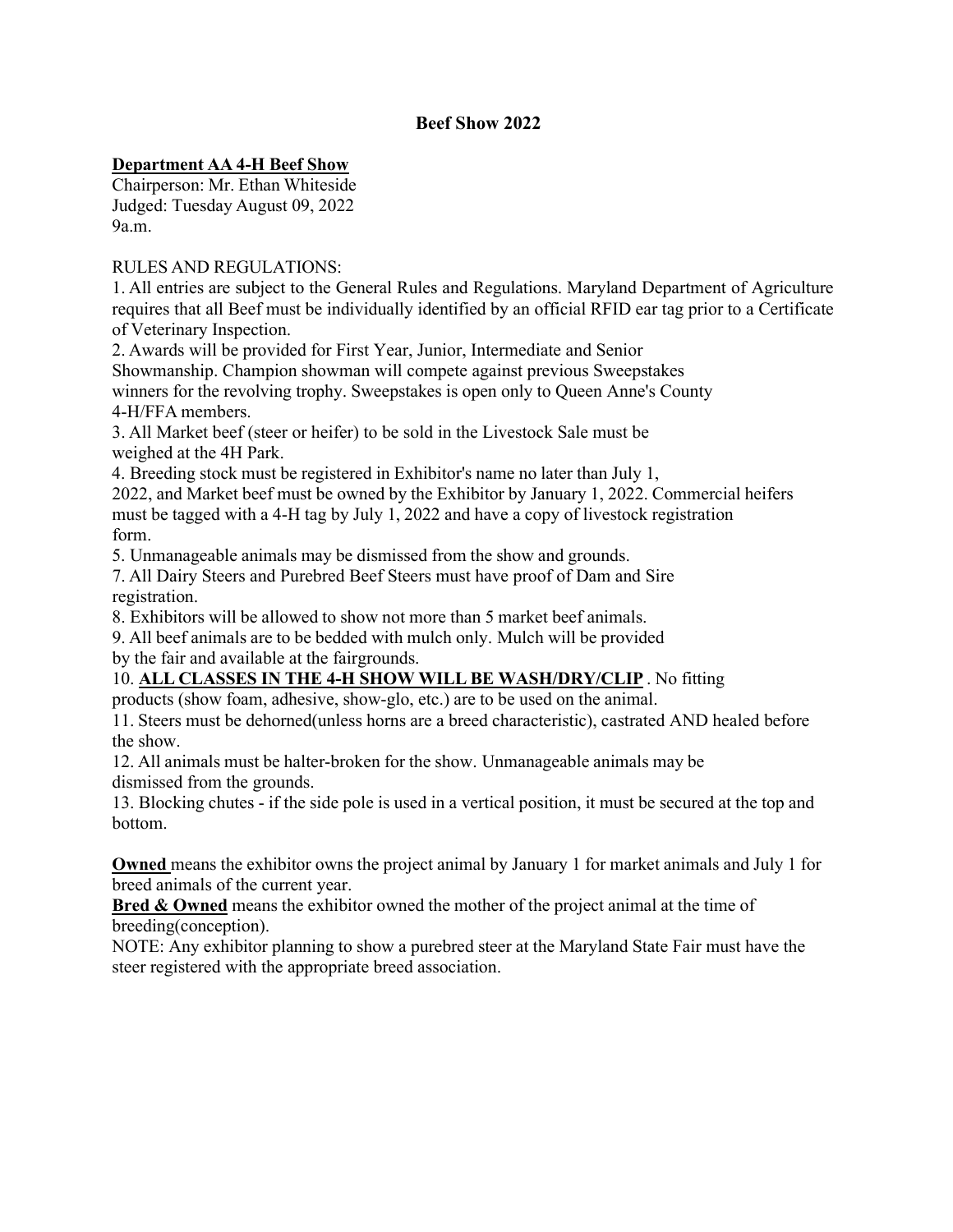# Beef Show 2022

## Department AA 4-H Beef Show

Chairperson: Mr. Ethan Whiteside
Judged: Tuesday August 09, 2022
9a.m.

RULES AND REGULATIONS:

1. All entries are subject to the General Rules and Regulations. Maryland Department of Agriculture requires that all Beef must be individually identified by an official RFID ear tag prior to a Certificate of Veterinary Inspection.
2. Awards will be provided for First Year, Junior, Intermediate and Senior Showmanship. Champion showman will compete against previous Sweepstakes winners for the revolving trophy. Sweepstakes is open only to Queen Anne's County 4-H/FFA members.
3. All Market beef (steer or heifer) to be sold in the Livestock Sale must be weighed at the 4H Park.
4. Breeding stock must be registered in Exhibitor's name no later than July 1, 2022, and Market beef must be owned by the Exhibitor by January 1, 2022. Commercial heifers must be tagged with a 4-H tag by July 1, 2022 and have a copy of livestock registration form.
5. Unmanageable animals may be dismissed from the show and grounds.
7. All Dairy Steers and Purebred Beef Steers must have proof of Dam and Sire registration.
8. Exhibitors will be allowed to show not more than 5 market beef animals.
9. All beef animals are to be bedded with mulch only. Mulch will be provided by the fair and available at the fairgrounds.
10. **ALL CLASSES IN THE 4-H SHOW WILL BE WASH/DRY/CLIP** . No fitting products (show foam, adhesive, show-glo, etc.) are to be used on the animal.
11. Steers must be dehorned(unless horns are a breed characteristic), castrated AND healed before the show.
12. All animals must be halter-broken for the show. Unmanageable animals may be dismissed from the grounds.
13. Blocking chutes - if the side pole is used in a vertical position, it must be secured at the top and bottom.

**Owned** means the exhibitor owns the project animal by January 1 for market animals and July 1 for breed animals of the current year.
**Bred & Owned** means the exhibitor owned the mother of the project animal at the time of breeding(conception).
NOTE: Any exhibitor planning to show a purebred steer at the Maryland State Fair must have the steer registered with the appropriate breed association.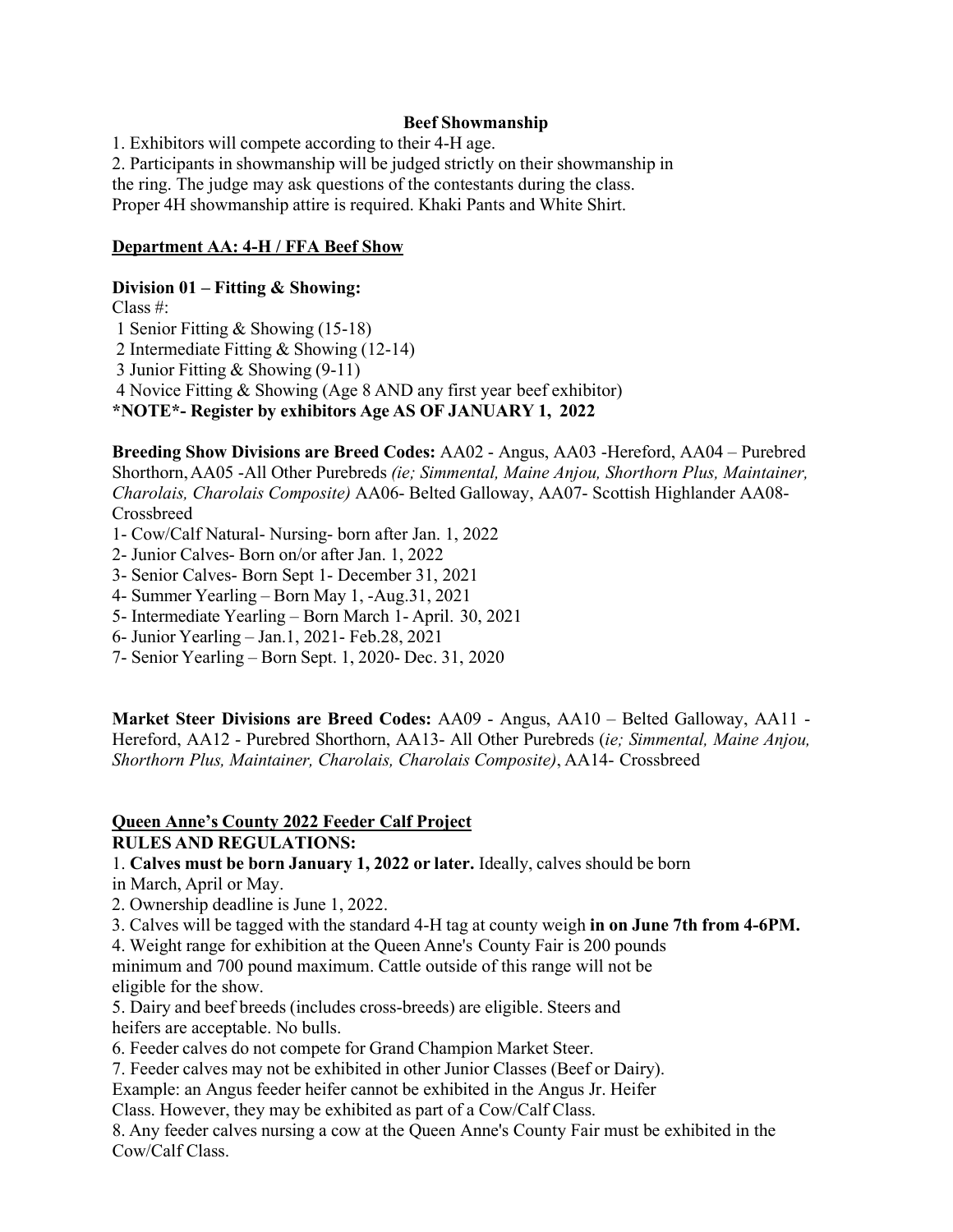**Beef Showmanship**

1. Exhibitors will compete according to their 4-H age.
2. Participants in showmanship will be judged strictly on their showmanship in the ring. The judge may ask questions of the contestants during the class. Proper 4H showmanship attire is required. Khaki Pants and White Shirt.

**Department AA: 4-H / FFA Beef Show**

**Division 01 – Fitting & Showing:**

Class #:

1 Senior Fitting & Showing (15-18)
2 Intermediate Fitting & Showing (12-14)
3 Junior Fitting & Showing (9-11)
4 Novice Fitting & Showing (Age 8 AND any first year beef exhibitor)

**\*NOTE\*- Register by exhibitors Age AS OF JANUARY 1, 2022**

**Breeding Show Divisions are Breed Codes:** AA02 - Angus, AA03 -Hereford, AA04 – Purebred Shorthorn, AA05 -All Other Purebreds *(ie; Simmental, Maine Anjou, Shorthorn Plus, Maintainer, Charolais, Charolais Composite)* AA06- Belted Galloway, AA07- Scottish Highlander AA08-Crossbreed

1- Cow/Calf Natural- Nursing- born after Jan. 1, 2022
2- Junior Calves- Born on/or after Jan. 1, 2022
3- Senior Calves- Born Sept 1- December 31, 2021
4- Summer Yearling – Born May 1, -Aug.31, 2021
5- Intermediate Yearling – Born March 1- April. 30, 2021
6- Junior Yearling – Jan.1, 2021- Feb.28, 2021
7- Senior Yearling – Born Sept. 1, 2020- Dec. 31, 2020

**Market Steer Divisions are Breed Codes:** AA09 - Angus, AA10 – Belted Galloway, AA11 - Hereford, AA12 - Purebred Shorthorn, AA13- All Other Purebreds (*ie; Simmental, Maine Anjou, Shorthorn Plus, Maintainer, Charolais, Charolais Composite)*, AA14- Crossbreed

**Queen Anne's County 2022 Feeder Calf Project**

**RULES AND REGULATIONS:**

1. **Calves must be born January 1, 2022 or later.** Ideally, calves should be born in March, April or May.
2. Ownership deadline is June 1, 2022.
3. Calves will be tagged with the standard 4-H tag at county weigh **in on June 7th from 4-6PM.**
4. Weight range for exhibition at the Queen Anne's County Fair is 200 pounds minimum and 700 pound maximum. Cattle outside of this range will not be eligible for the show.
5. Dairy and beef breeds (includes cross-breeds) are eligible. Steers and heifers are acceptable. No bulls.
6. Feeder calves do not compete for Grand Champion Market Steer.
7. Feeder calves may not be exhibited in other Junior Classes (Beef or Dairy). Example: an Angus feeder heifer cannot be exhibited in the Angus Jr. Heifer Class. However, they may be exhibited as part of a Cow/Calf Class.
8. Any feeder calves nursing a cow at the Queen Anne's County Fair must be exhibited in the Cow/Calf Class.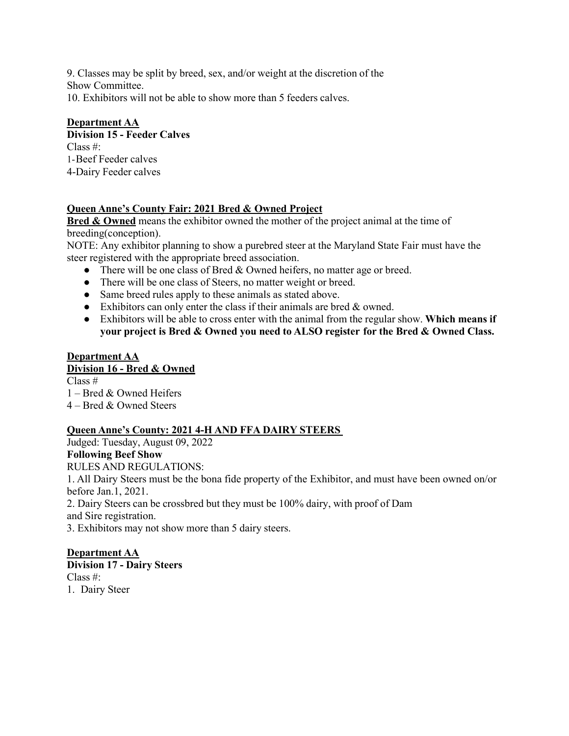9. Classes may be split by breed, sex, and/or weight at the discretion of the Show Committee.
10. Exhibitors will not be able to show more than 5 feeders calves.

**Department AA**
**Division 15 - Feeder Calves**
Class #:
1-Beef Feeder calves
4-Dairy Feeder calves

**Queen Anne's County Fair: 2021 Bred & Owned Project**

**Bred & Owned** means the exhibitor owned the mother of the project animal at the time of breeding(conception).

NOTE: Any exhibitor planning to show a purebred steer at the Maryland State Fair must have the steer registered with the appropriate breed association.

- There will be one class of Bred & Owned heifers, no matter age or breed.
- There will be one class of Steers, no matter weight or breed.
- Same breed rules apply to these animals as stated above.
- Exhibitors can only enter the class if their animals are bred & owned.
- Exhibitors will be able to cross enter with the animal from the regular show. **Which means if your project is Bred & Owned you need to ALSO register for the Bred & Owned Class.**

**Department AA**
**Division 16 - Bred & Owned**
Class #
1 – Bred & Owned Heifers
4 – Bred & Owned Steers

**Queen Anne's County: 2021 4-H AND FFA DAIRY STEERS**

Judged: Tuesday, August 09, 2022
**Following Beef Show**
RULES AND REGULATIONS:

1. All Dairy Steers must be the bona fide property of the Exhibitor, and must have been owned on/or before Jan.1, 2021.
2. Dairy Steers can be crossbred but they must be 100% dairy, with proof of Dam and Sire registration.
3. Exhibitors may not show more than 5 dairy steers.

**Department AA**
**Division 17 - Dairy Steers**
Class #:
1. Dairy Steer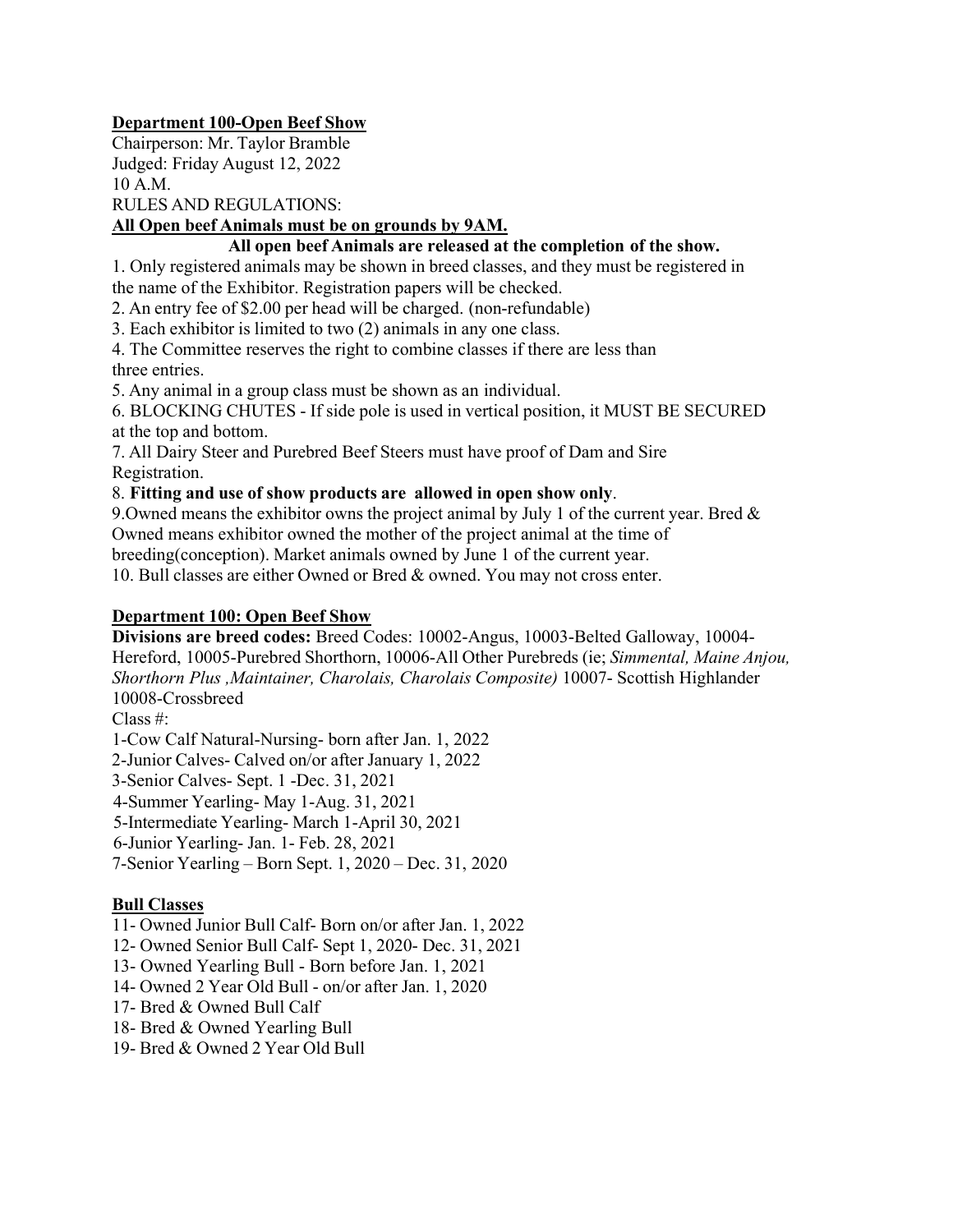**Department 100-Open Beef Show**

Chairperson: Mr. Taylor Bramble
Judged: Friday August 12, 2022
10 A.M.
RULES AND REGULATIONS:

**All Open beef Animals must be on grounds by 9AM.**

**All open beef Animals are released at the completion of the show.**

1. Only registered animals may be shown in breed classes, and they must be registered in the name of the Exhibitor. Registration papers will be checked.
2. An entry fee of $2.00 per head will be charged. (non-refundable)
3. Each exhibitor is limited to two (2) animals in any one class.
4. The Committee reserves the right to combine classes if there are less than three entries.
5. Any animal in a group class must be shown as an individual.
6. BLOCKING CHUTES - If side pole is used in vertical position, it MUST BE SECURED at the top and bottom.
7. All Dairy Steer and Purebred Beef Steers must have proof of Dam and Sire Registration.
8. **Fitting and use of show products are allowed in open show only**.
9. Owned means the exhibitor owns the project animal by July 1 of the current year. Bred & Owned means exhibitor owned the mother of the project animal at the time of breeding(conception). Market animals owned by June 1 of the current year.
10. Bull classes are either Owned or Bred & owned. You may not cross enter.

**Department 100: Open Beef Show**

**Divisions are breed codes:** Breed Codes: 10002-Angus, 10003-Belted Galloway, 10004-Hereford, 10005-Purebred Shorthorn, 10006-All Other Purebreds (ie; *Simmental, Maine Anjou, Shorthorn Plus ,Maintainer, Charolais, Charolais Composite)* 10007- Scottish Highlander 10008-Crossbreed

Class #:

1-Cow Calf Natural-Nursing- born after Jan. 1, 2022
2-Junior Calves- Calved on/or after January 1, 2022
3-Senior Calves- Sept. 1 -Dec. 31, 2021
4-Summer Yearling- May 1-Aug. 31, 2021
5-Intermediate Yearling- March 1-April 30, 2021
6-Junior Yearling- Jan. 1- Feb. 28, 2021
7-Senior Yearling – Born Sept. 1, 2020 – Dec. 31, 2020

**Bull Classes**

11- Owned Junior Bull Calf- Born on/or after Jan. 1, 2022
12- Owned Senior Bull Calf- Sept 1, 2020- Dec. 31, 2021
13- Owned Yearling Bull - Born before Jan. 1, 2021
14- Owned 2 Year Old Bull - on/or after Jan. 1, 2020
17- Bred & Owned Bull Calf
18- Bred & Owned Yearling Bull
19- Bred & Owned 2 Year Old Bull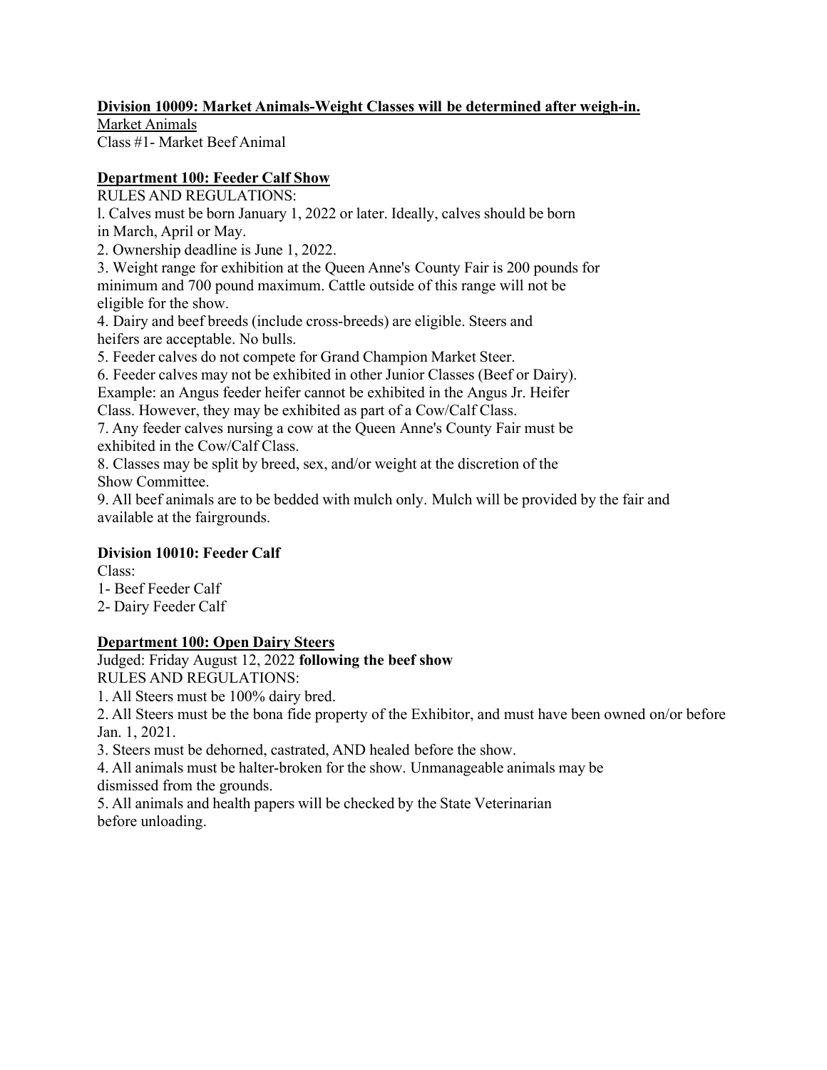**Division 10009: Market Animals-Weight Classes will be determined after weigh-in.**

Market Animals

Class #1- Market Beef Animal

**Department 100: Feeder Calf Show**

RULES AND REGULATIONS:

l. Calves must be born January 1, 2022 or later. Ideally, calves should be born in March, April or May.

2. Ownership deadline is June 1, 2022.

3. Weight range for exhibition at the Queen Anne's County Fair is 200 pounds for minimum and 700 pound maximum. Cattle outside of this range will not be eligible for the show.

4. Dairy and beef breeds (include cross-breeds) are eligible. Steers and heifers are acceptable. No bulls.

5. Feeder calves do not compete for Grand Champion Market Steer.

6. Feeder calves may not be exhibited in other Junior Classes (Beef or Dairy). Example: an Angus feeder heifer cannot be exhibited in the Angus Jr. Heifer Class. However, they may be exhibited as part of a Cow/Calf Class.

7. Any feeder calves nursing a cow at the Queen Anne's County Fair must be exhibited in the Cow/Calf Class.

8. Classes may be split by breed, sex, and/or weight at the discretion of the Show Committee.

9. All beef animals are to be bedded with mulch only. Mulch will be provided by the fair and available at the fairgrounds.

**Division 10010: Feeder Calf**

Class:

1- Beef Feeder Calf

2- Dairy Feeder Calf

**Department 100: Open Dairy Steers**

Judged: Friday August 12, 2022 **following the beef show**

RULES AND REGULATIONS:

1. All Steers must be 100% dairy bred.

2. All Steers must be the bona fide property of the Exhibitor, and must have been owned on/or before Jan. 1, 2021.

3. Steers must be dehorned, castrated, AND healed before the show.

4. All animals must be halter-broken for the show. Unmanageable animals may be dismissed from the grounds.

5. All animals and health papers will be checked by the State Veterinarian before unloading.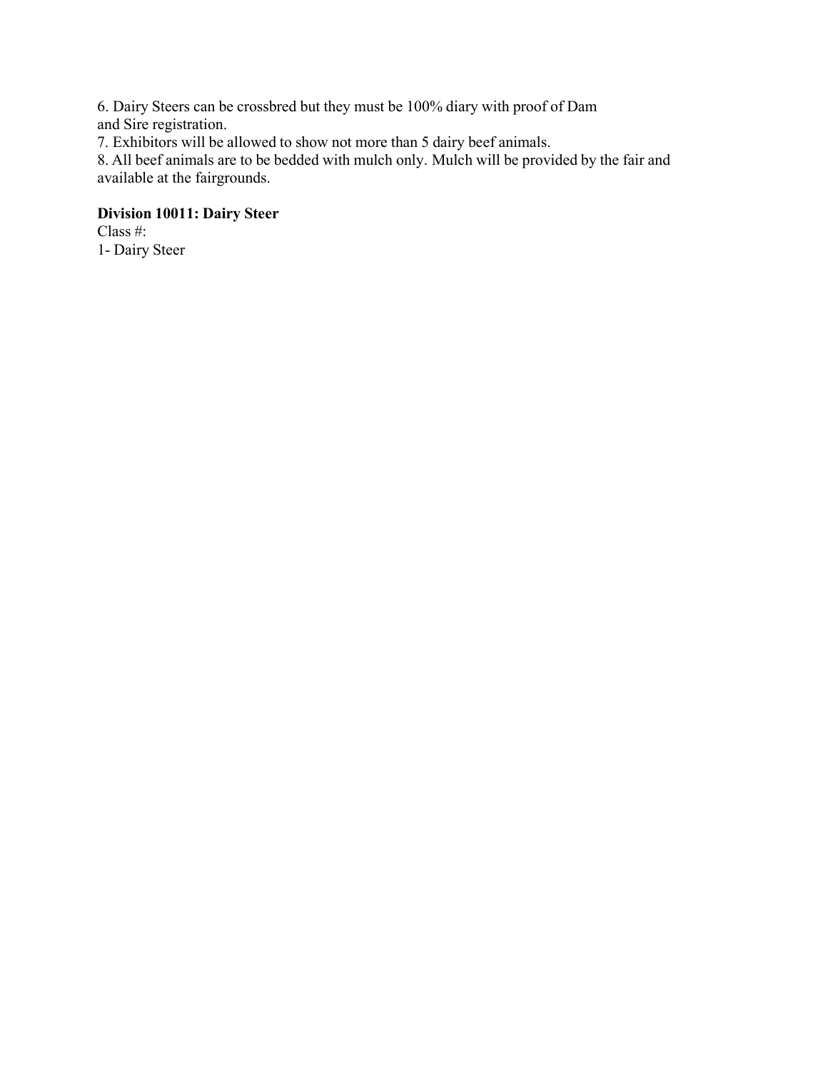6. Dairy Steers can be crossbred but they must be 100% diary with proof of Dam and Sire registration.
7. Exhibitors will be allowed to show not more than 5 dairy beef animals.
8. All beef animals are to be bedded with mulch only. Mulch will be provided by the fair and available at the fairgrounds.

**Division 10011: Dairy Steer**

Class #:

1- Dairy Steer